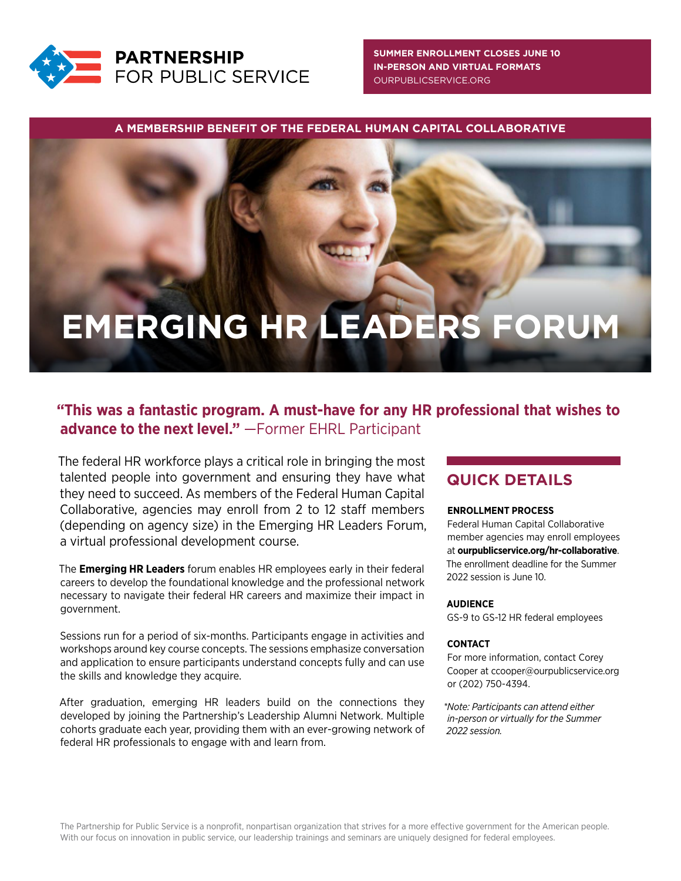**PARTNERSHIP FOR PUBLIC SERVICE**

**SUMMER ENROLLMENT CLOSES JUNE 10**
**IN-PERSON AND VIRTUAL FORMATS**
OURPUBLICSERVICE.ORG

**A MEMBERSHIP BENEFIT OF THE FEDERAL HUMAN CAPITAL COLLABORATIVE**

# EMERGING HR LEADERS FORUM

**"This was a fantastic program. A must-have for any HR professional that wishes to advance to the next level."** —Former EHRL Participant

The federal HR workforce plays a critical role in bringing the most talented people into government and ensuring they have what they need to succeed. As members of the Federal Human Capital Collaborative, agencies may enroll from 2 to 12 staff members (depending on agency size) in the Emerging HR Leaders Forum, a virtual professional development course.

The **Emerging HR Leaders** forum enables HR employees early in their federal careers to develop the foundational knowledge and the professional network necessary to navigate their federal HR careers and maximize their impact in government.

Sessions run for a period of six-months. Participants engage in activities and workshops around key course concepts. The sessions emphasize conversation and application to ensure participants understand concepts fully and can use the skills and knowledge they acquire.

After graduation, emerging HR leaders build on the connections they developed by joining the Partnership's Leadership Alumni Network. Multiple cohorts graduate each year, providing them with an ever-growing network of federal HR professionals to engage with and learn from.

## QUICK DETAILS

**ENROLLMENT PROCESS**
Federal Human Capital Collaborative member agencies may enroll employees at **ourpublicservice.org/hr-collaborative**. The enrollment deadline for the Summer 2022 session is June 10.

**AUDIENCE**
GS-9 to GS-12 HR federal employees

**CONTACT**
For more information, contact Corey Cooper at ccooper@ourpublicservice.org or (202) 750-4394.

*\*Note: Participants can attend either in-person or virtually for the Summer 2022 session.*

The Partnership for Public Service is a nonprofit, nonpartisan organization that strives for a more effective government for the American people. With our focus on innovation in public service, our leadership trainings and seminars are uniquely designed for federal employees.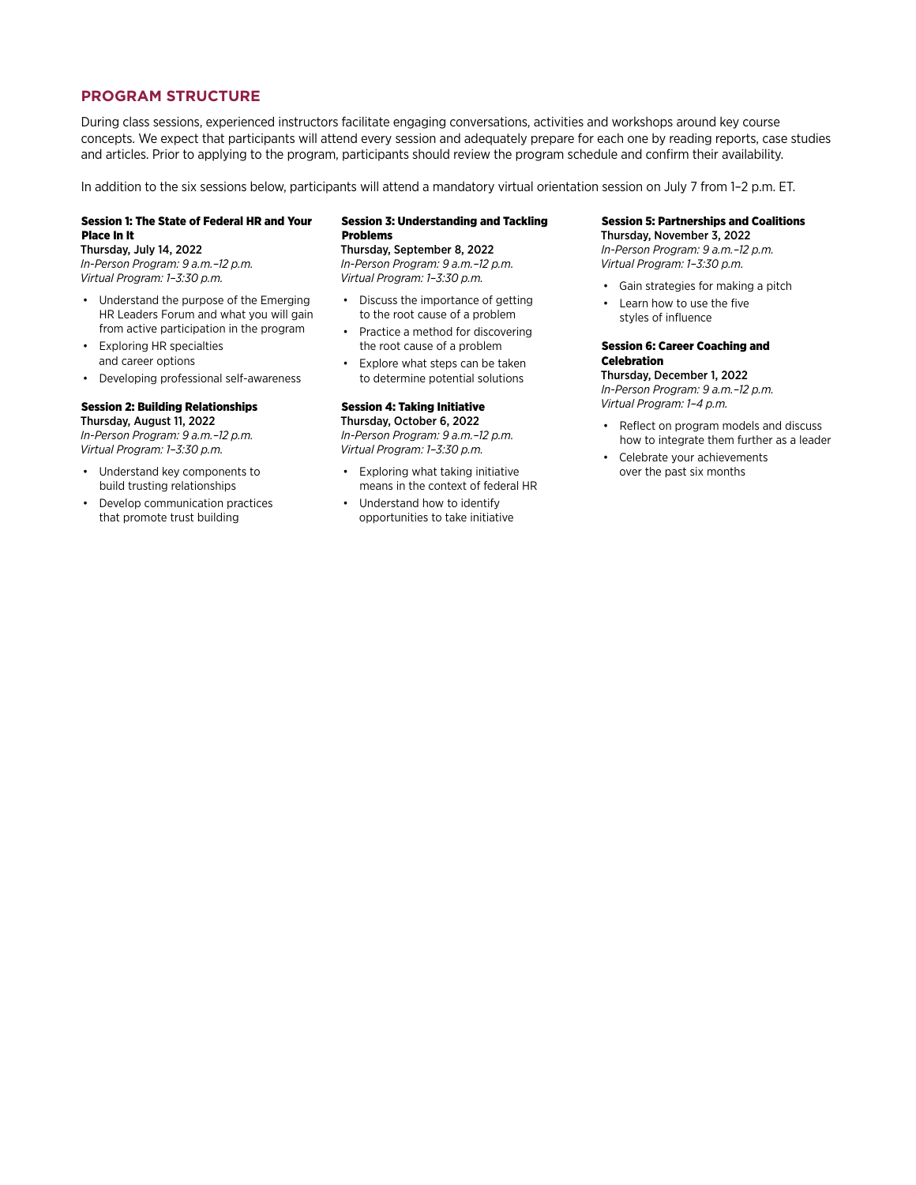## PROGRAM STRUCTURE

During class sessions, experienced instructors facilitate engaging conversations, activities and workshops around key course concepts. We expect that participants will attend every session and adequately prepare for each one by reading reports, case studies and articles. Prior to applying to the program, participants should review the program schedule and confirm their availability.

In addition to the six sessions below, participants will attend a mandatory virtual orientation session on July 7 from 1–2 p.m. ET.

### Session 1: The State of Federal HR and Your Place In It

Thursday, July 14, 2022
*In-Person Program: 9 a.m.–12 p.m.*
*Virtual Program: 1–3:30 p.m.*

- Understand the purpose of the Emerging HR Leaders Forum and what you will gain from active participation in the program
- Exploring HR specialties and career options
- Developing professional self-awareness

### Session 2: Building Relationships

Thursday, August 11, 2022
*In-Person Program: 9 a.m.–12 p.m.*
*Virtual Program: 1–3:30 p.m.*

- Understand key components to build trusting relationships
- Develop communication practices that promote trust building

### Session 3: Understanding and Tackling Problems

Thursday, September 8, 2022
*In-Person Program: 9 a.m.–12 p.m.*
*Virtual Program: 1–3:30 p.m.*

- Discuss the importance of getting to the root cause of a problem
- Practice a method for discovering the root cause of a problem
- Explore what steps can be taken to determine potential solutions

### Session 4: Taking Initiative

Thursday, October 6, 2022
*In-Person Program: 9 a.m.–12 p.m.*
*Virtual Program: 1–3:30 p.m.*

- Exploring what taking initiative means in the context of federal HR
- Understand how to identify opportunities to take initiative

### Session 5: Partnerships and Coalitions

Thursday, November 3, 2022
*In-Person Program: 9 a.m.–12 p.m.*
*Virtual Program: 1–3:30 p.m.*

- Gain strategies for making a pitch
- Learn how to use the five styles of influence

### Session 6: Career Coaching and Celebration

Thursday, December 1, 2022
*In-Person Program: 9 a.m.–12 p.m.*
*Virtual Program: 1–4 p.m.*

- Reflect on program models and discuss how to integrate them further as a leader
- Celebrate your achievements over the past six months